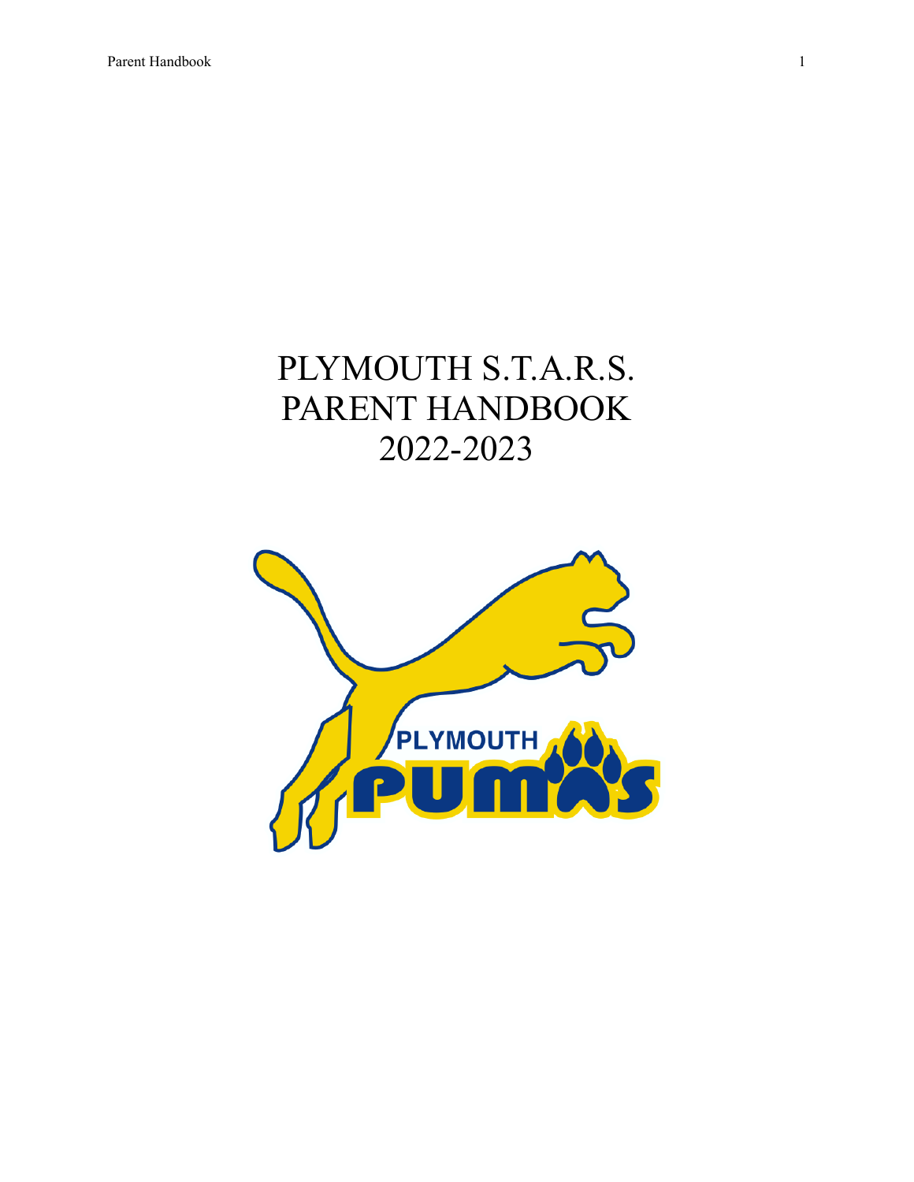# PLYMOUTH S.T.A.R.S. PARENT HANDBOOK 2022-2023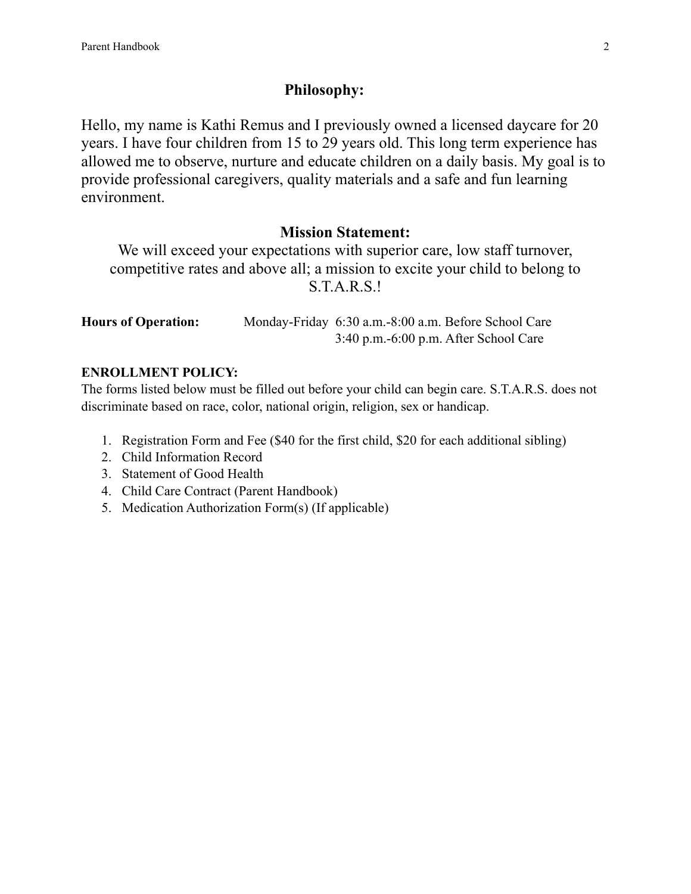## Philosophy:

Hello, my name is Kathi Remus and I previously owned a licensed daycare for 20 years. I have four children from 15 to 29 years old. This long term experience has allowed me to observe, nurture and educate children on a daily basis. My goal is to provide professional caregivers, quality materials and a safe and fun learning environment.

## Mission Statement:

We will exceed your expectations with superior care, low staff turnover, competitive rates and above all; a mission to excite your child to belong to S.T.A.R.S.!

**Hours of Operation:** Monday-Friday 6:30 a.m.-8:00 a.m. Before School Care
3:40 p.m.-6:00 p.m. After School Care

**ENROLLMENT POLICY:**

The forms listed below must be filled out before your child can begin care. S.T.A.R.S. does not discriminate based on race, color, national origin, religion, sex or handicap.

1. Registration Form and Fee ($40 for the first child, $20 for each additional sibling)
2. Child Information Record
3. Statement of Good Health
4. Child Care Contract (Parent Handbook)
5. Medication Authorization Form(s) (If applicable)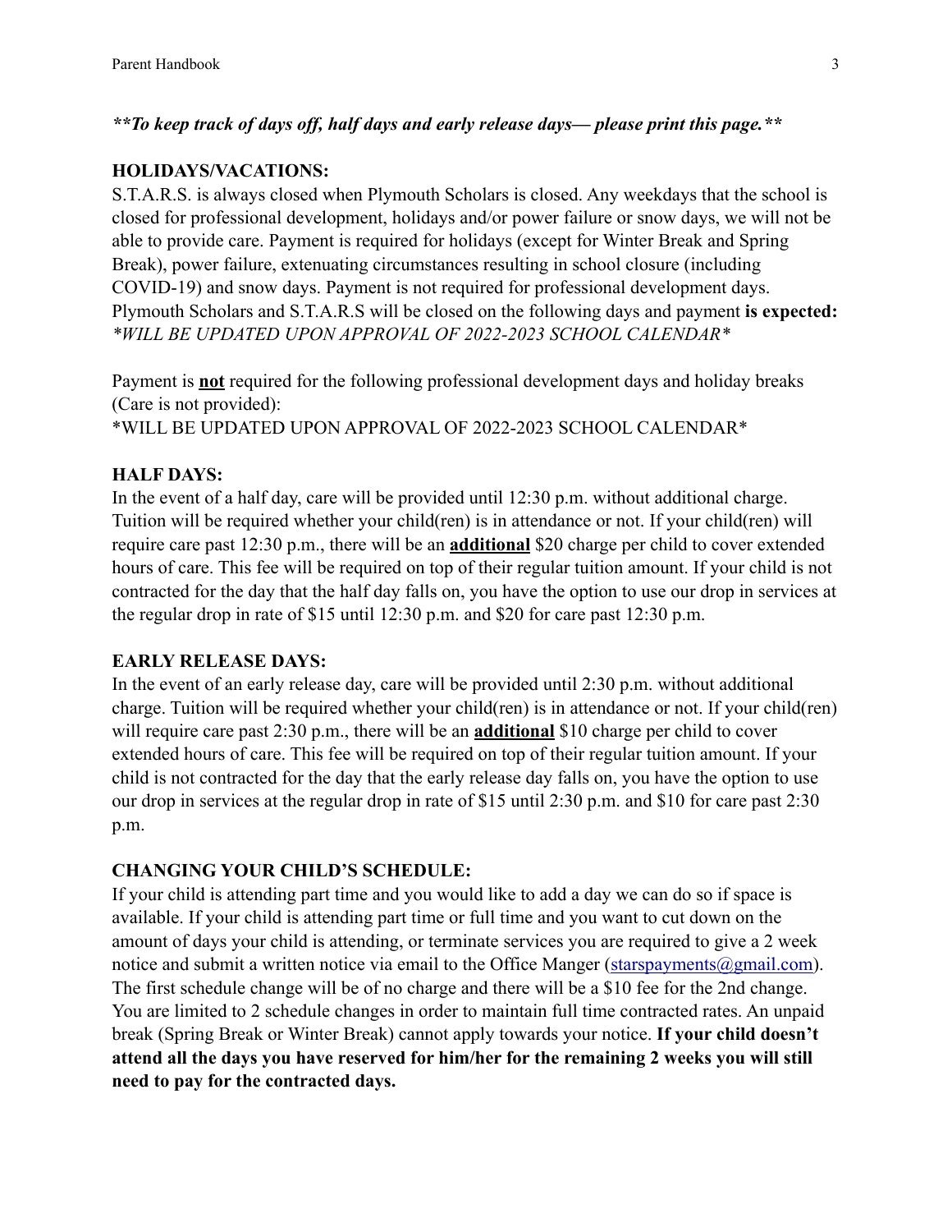***\*\*To keep track of days off, half days and early release days— please print this page.\*\****

**HOLIDAYS/VACATIONS:**

S.T.A.R.S. is always closed when Plymouth Scholars is closed. Any weekdays that the school is closed for professional development, holidays and/or power failure or snow days, we will not be able to provide care. Payment is required for holidays (except for Winter Break and Spring Break), power failure, extenuating circumstances resulting in school closure (including COVID-19) and snow days. Payment is not required for professional development days. Plymouth Scholars and S.T.A.R.S will be closed on the following days and payment **is expected:** *\*WILL BE UPDATED UPON APPROVAL OF 2022-2023 SCHOOL CALENDAR\**

Payment is **<u>not</u>** required for the following professional development days and holiday breaks (Care is not provided):
\*WILL BE UPDATED UPON APPROVAL OF 2022-2023 SCHOOL CALENDAR\*

**HALF DAYS:**

In the event of a half day, care will be provided until 12:30 p.m. without additional charge. Tuition will be required whether your child(ren) is in attendance or not. If your child(ren) will require care past 12:30 p.m., there will be an **<u>additional</u>** $20 charge per child to cover extended hours of care. This fee will be required on top of their regular tuition amount. If your child is not contracted for the day that the half day falls on, you have the option to use our drop in services at the regular drop in rate of $15 until 12:30 p.m. and $20 for care past 12:30 p.m.

**EARLY RELEASE DAYS:**

In the event of an early release day, care will be provided until 2:30 p.m. without additional charge. Tuition will be required whether your child(ren) is in attendance or not. If your child(ren) will require care past 2:30 p.m., there will be an **<u>additional</u>** $10 charge per child to cover extended hours of care. This fee will be required on top of their regular tuition amount. If your child is not contracted for the day that the early release day falls on, you have the option to use our drop in services at the regular drop in rate of $15 until 2:30 p.m. and $10 for care past 2:30 p.m.

**CHANGING YOUR CHILD'S SCHEDULE:**

If your child is attending part time and you would like to add a day we can do so if space is available. If your child is attending part time or full time and you want to cut down on the amount of days your child is attending, or terminate services you are required to give a 2 week notice and submit a written notice via email to the Office Manger (starspayments@gmail.com). The first schedule change will be of no charge and there will be a $10 fee for the 2nd change. You are limited to 2 schedule changes in order to maintain full time contracted rates. An unpaid break (Spring Break or Winter Break) cannot apply towards your notice. **If your child doesn't attend all the days you have reserved for him/her for the remaining 2 weeks you will still need to pay for the contracted days.**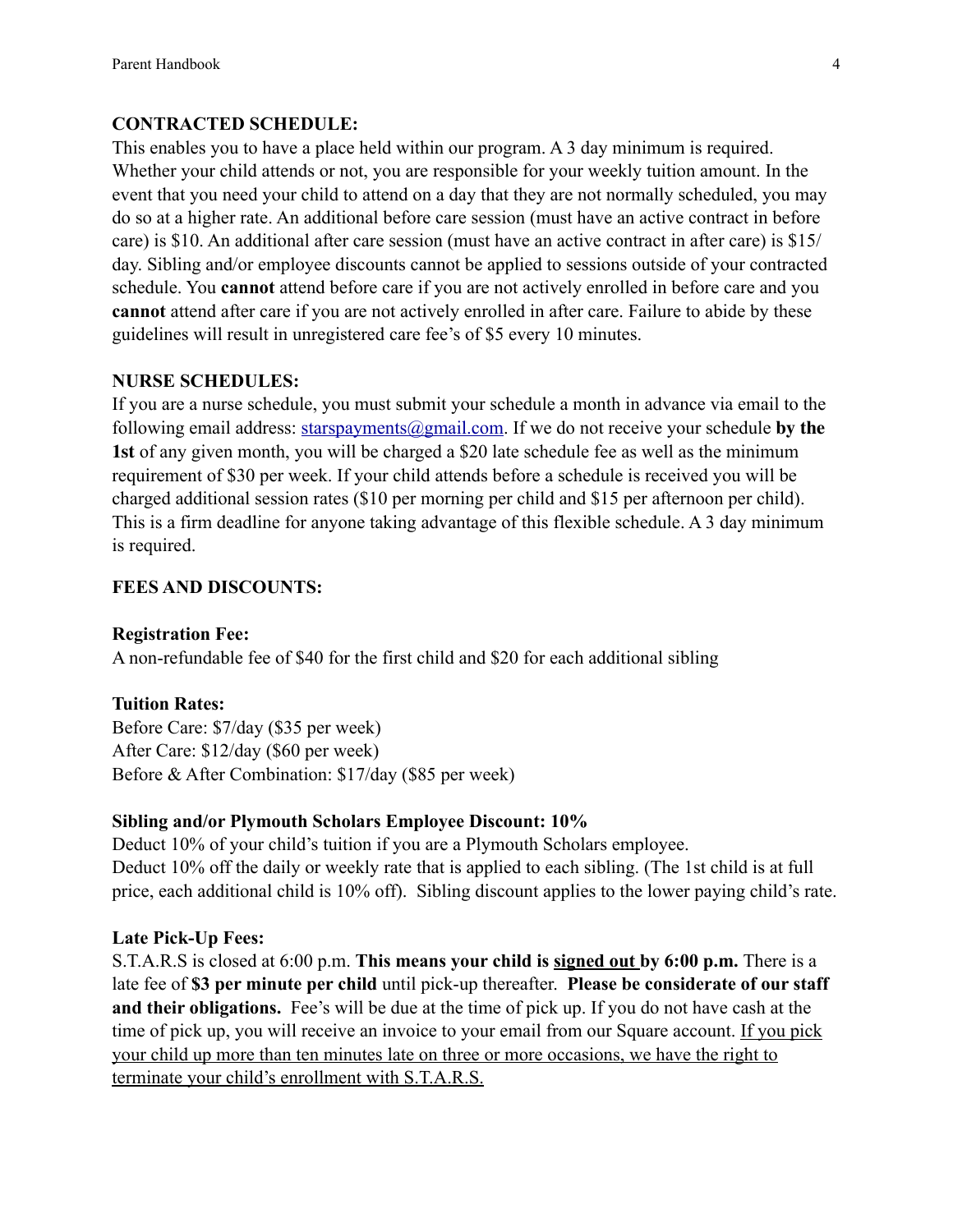**CONTRACTED SCHEDULE:**

This enables you to have a place held within our program. A 3 day minimum is required. Whether your child attends or not, you are responsible for your weekly tuition amount. In the event that you need your child to attend on a day that they are not normally scheduled, you may do so at a higher rate. An additional before care session (must have an active contract in before care) is $10. An additional after care session (must have an active contract in after care) is $15/ day. Sibling and/or employee discounts cannot be applied to sessions outside of your contracted schedule. You **cannot** attend before care if you are not actively enrolled in before care and you **cannot** attend after care if you are not actively enrolled in after care. Failure to abide by these guidelines will result in unregistered care fee's of $5 every 10 minutes.

**NURSE SCHEDULES:**

If you are a nurse schedule, you must submit your schedule a month in advance via email to the following email address: starspayments@gmail.com. If we do not receive your schedule **by the 1st** of any given month, you will be charged a $20 late schedule fee as well as the minimum requirement of $30 per week. If your child attends before a schedule is received you will be charged additional session rates ($10 per morning per child and $15 per afternoon per child). This is a firm deadline for anyone taking advantage of this flexible schedule. A 3 day minimum is required.

**FEES AND DISCOUNTS:**

**Registration Fee:**

A non-refundable fee of $40 for the first child and $20 for each additional sibling

**Tuition Rates:**

Before Care: $7/day ($35 per week)
After Care: $12/day ($60 per week)
Before & After Combination: $17/day ($85 per week)

**Sibling and/or Plymouth Scholars Employee Discount: 10%**

Deduct 10% of your child's tuition if you are a Plymouth Scholars employee.
Deduct 10% off the daily or weekly rate that is applied to each sibling. (The 1st child is at full price, each additional child is 10% off). Sibling discount applies to the lower paying child's rate.

**Late Pick-Up Fees:**

S.T.A.R.S is closed at 6:00 p.m. **This means your child is signed out by 6:00 p.m.** There is a late fee of **$3 per minute per child** until pick-up thereafter. **Please be considerate of our staff and their obligations.** Fee's will be due at the time of pick up. If you do not have cash at the time of pick up, you will receive an invoice to your email from our Square account. If you pick your child up more than ten minutes late on three or more occasions, we have the right to terminate your child's enrollment with S.T.A.R.S.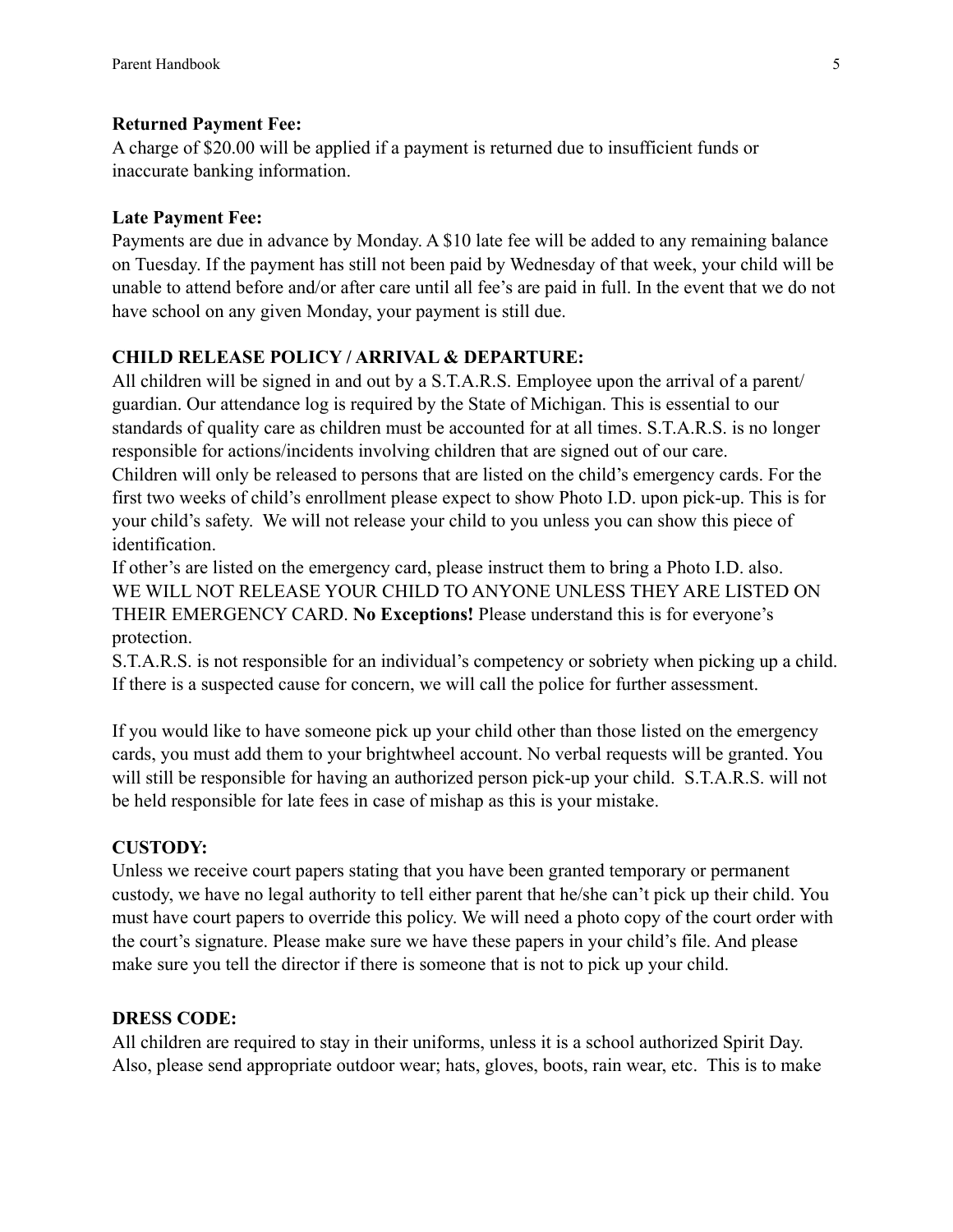**Returned Payment Fee:**
A charge of $20.00 will be applied if a payment is returned due to insufficient funds or inaccurate banking information.

**Late Payment Fee:**
Payments are due in advance by Monday. A $10 late fee will be added to any remaining balance on Tuesday. If the payment has still not been paid by Wednesday of that week, your child will be unable to attend before and/or after care until all fee's are paid in full. In the event that we do not have school on any given Monday, your payment is still due.

**CHILD RELEASE POLICY / ARRIVAL & DEPARTURE:**
All children will be signed in and out by a S.T.A.R.S. Employee upon the arrival of a parent/guardian. Our attendance log is required by the State of Michigan. This is essential to our standards of quality care as children must be accounted for at all times. S.T.A.R.S. is no longer responsible for actions/incidents involving children that are signed out of our care.
Children will only be released to persons that are listed on the child's emergency cards. For the first two weeks of child's enrollment please expect to show Photo I.D. upon pick-up. This is for your child's safety. We will not release your child to you unless you can show this piece of identification.
If other's are listed on the emergency card, please instruct them to bring a Photo I.D. also. WE WILL NOT RELEASE YOUR CHILD TO ANYONE UNLESS THEY ARE LISTED ON THEIR EMERGENCY CARD. **No Exceptions!** Please understand this is for everyone's protection.
S.T.A.R.S. is not responsible for an individual's competency or sobriety when picking up a child. If there is a suspected cause for concern, we will call the police for further assessment.

If you would like to have someone pick up your child other than those listed on the emergency cards, you must add them to your brightwheel account. No verbal requests will be granted. You will still be responsible for having an authorized person pick-up your child. S.T.A.R.S. will not be held responsible for late fees in case of mishap as this is your mistake.

**CUSTODY:**
Unless we receive court papers stating that you have been granted temporary or permanent custody, we have no legal authority to tell either parent that he/she can't pick up their child. You must have court papers to override this policy. We will need a photo copy of the court order with the court's signature. Please make sure we have these papers in your child's file. And please make sure you tell the director if there is someone that is not to pick up your child.

**DRESS CODE:**
All children are required to stay in their uniforms, unless it is a school authorized Spirit Day. Also, please send appropriate outdoor wear; hats, gloves, boots, rain wear, etc. This is to make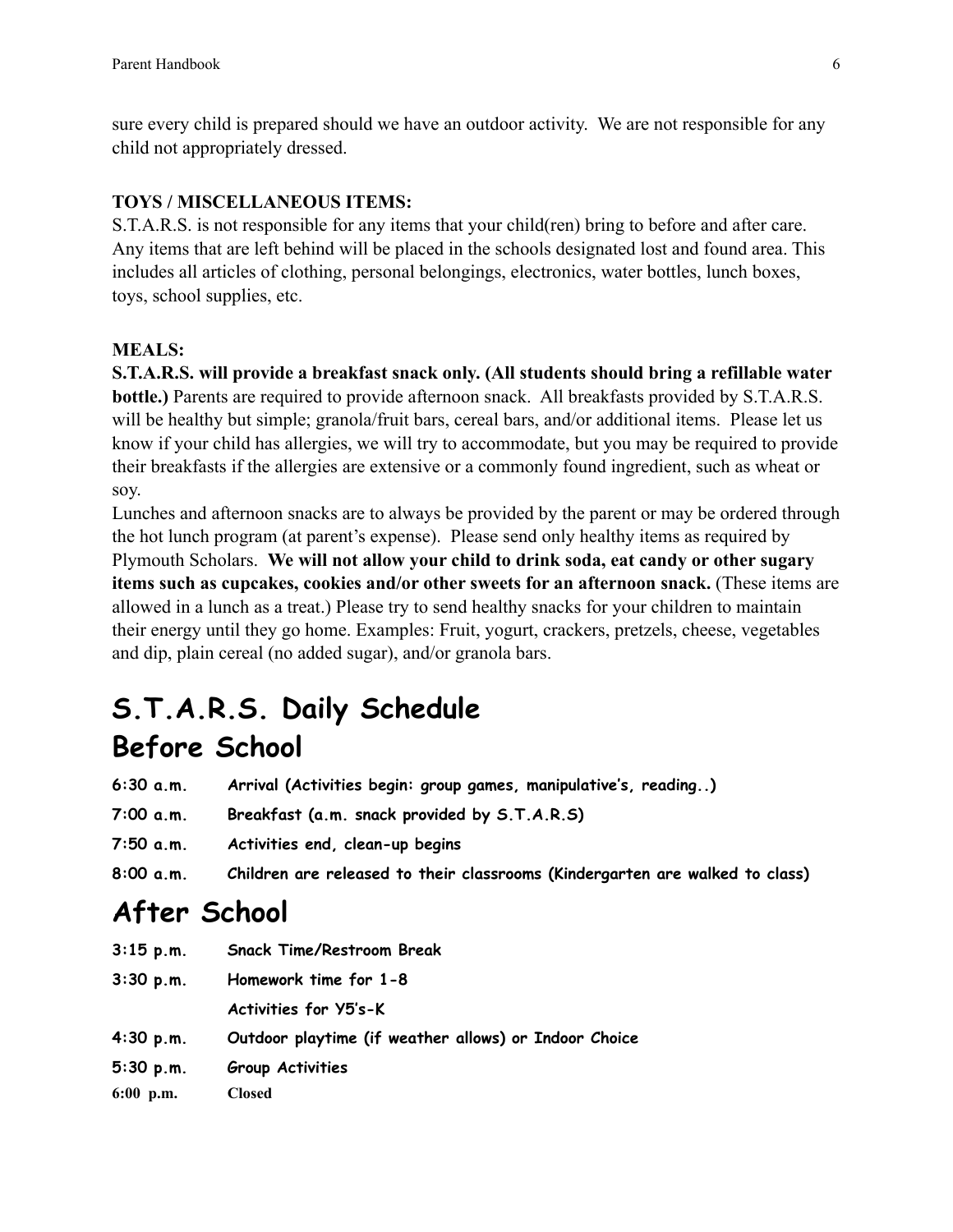sure every child is prepared should we have an outdoor activity. We are not responsible for any child not appropriately dressed.

**TOYS / MISCELLANEOUS ITEMS:**

S.T.A.R.S. is not responsible for any items that your child(ren) bring to before and after care. Any items that are left behind will be placed in the schools designated lost and found area. This includes all articles of clothing, personal belongings, electronics, water bottles, lunch boxes, toys, school supplies, etc.

**MEALS:**

**S.T.A.R.S. will provide a breakfast snack only. (All students should bring a refillable water bottle.)** Parents are required to provide afternoon snack. All breakfasts provided by S.T.A.R.S. will be healthy but simple; granola/fruit bars, cereal bars, and/or additional items. Please let us know if your child has allergies, we will try to accommodate, but you may be required to provide their breakfasts if the allergies are extensive or a commonly found ingredient, such as wheat or soy.

Lunches and afternoon snacks are to always be provided by the parent or may be ordered through the hot lunch program (at parent's expense). Please send only healthy items as required by Plymouth Scholars. **We will not allow your child to drink soda, eat candy or other sugary items such as cupcakes, cookies and/or other sweets for an afternoon snack.** (These items are allowed in a lunch as a treat.) Please try to send healthy snacks for your children to maintain their energy until they go home. Examples: Fruit, yogurt, crackers, pretzels, cheese, vegetables and dip, plain cereal (no added sugar), and/or granola bars.

# S.T.A.R.S. Daily Schedule

## Before School

| | |
|---|---|
| **6:30 a.m.** | **Arrival (Activities begin: group games, manipulative's, reading..)** |
| **7:00 a.m.** | **Breakfast (a.m. snack provided by S.T.A.R.S)** |
| **7:50 a.m.** | **Activities end, clean-up begins** |
| **8:00 a.m.** | **Children are released to their classrooms (Kindergarten are walked to class)** |

## After School

| | |
|---|---|
| **3:15 p.m.** | **Snack Time/Restroom Break** |
| **3:30 p.m.** | **Homework time for 1-8** |
| | **Activities for Y5's-K** |
| **4:30 p.m.** | **Outdoor playtime (if weather allows) or Indoor Choice** |
| **5:30 p.m.** | **Group Activities** |
| **6:00 p.m.** | **Closed** |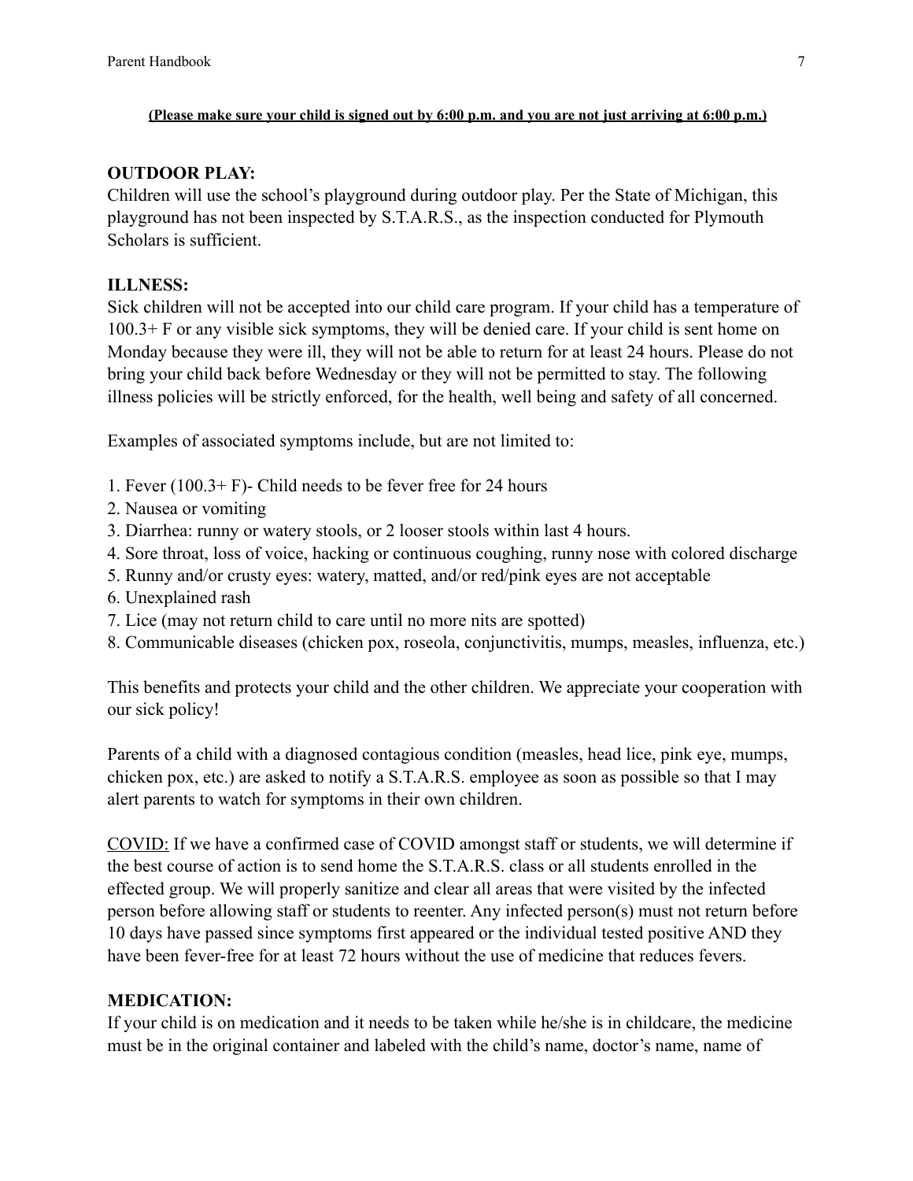**(Please make sure your child is signed out by 6:00 p.m. and you are not just arriving at 6:00 p.m.)**

## OUTDOOR PLAY:

Children will use the school's playground during outdoor play. Per the State of Michigan, this playground has not been inspected by S.T.A.R.S., as the inspection conducted for Plymouth Scholars is sufficient.

## ILLNESS:

Sick children will not be accepted into our child care program. If your child has a temperature of 100.3+ F or any visible sick symptoms, they will be denied care. If your child is sent home on Monday because they were ill, they will not be able to return for at least 24 hours. Please do not bring your child back before Wednesday or they will not be permitted to stay. The following illness policies will be strictly enforced, for the health, well being and safety of all concerned.

Examples of associated symptoms include, but are not limited to:

1. Fever (100.3+ F)- Child needs to be fever free for 24 hours
2. Nausea or vomiting
3. Diarrhea: runny or watery stools, or 2 looser stools within last 4 hours.
4. Sore throat, loss of voice, hacking or continuous coughing, runny nose with colored discharge
5. Runny and/or crusty eyes: watery, matted, and/or red/pink eyes are not acceptable
6. Unexplained rash
7. Lice (may not return child to care until no more nits are spotted)
8. Communicable diseases (chicken pox, roseola, conjunctivitis, mumps, measles, influenza, etc.)

This benefits and protects your child and the other children. We appreciate your cooperation with our sick policy!

Parents of a child with a diagnosed contagious condition (measles, head lice, pink eye, mumps, chicken pox, etc.) are asked to notify a S.T.A.R.S. employee as soon as possible so that I may alert parents to watch for symptoms in their own children.

<u>COVID:</u> If we have a confirmed case of COVID amongst staff or students, we will determine if the best course of action is to send home the S.T.A.R.S. class or all students enrolled in the effected group. We will properly sanitize and clear all areas that were visited by the infected person before allowing staff or students to reenter. Any infected person(s) must not return before 10 days have passed since symptoms first appeared or the individual tested positive AND they have been fever-free for at least 72 hours without the use of medicine that reduces fevers.

## MEDICATION:

If your child is on medication and it needs to be taken while he/she is in childcare, the medicine must be in the original container and labeled with the child's name, doctor's name, name of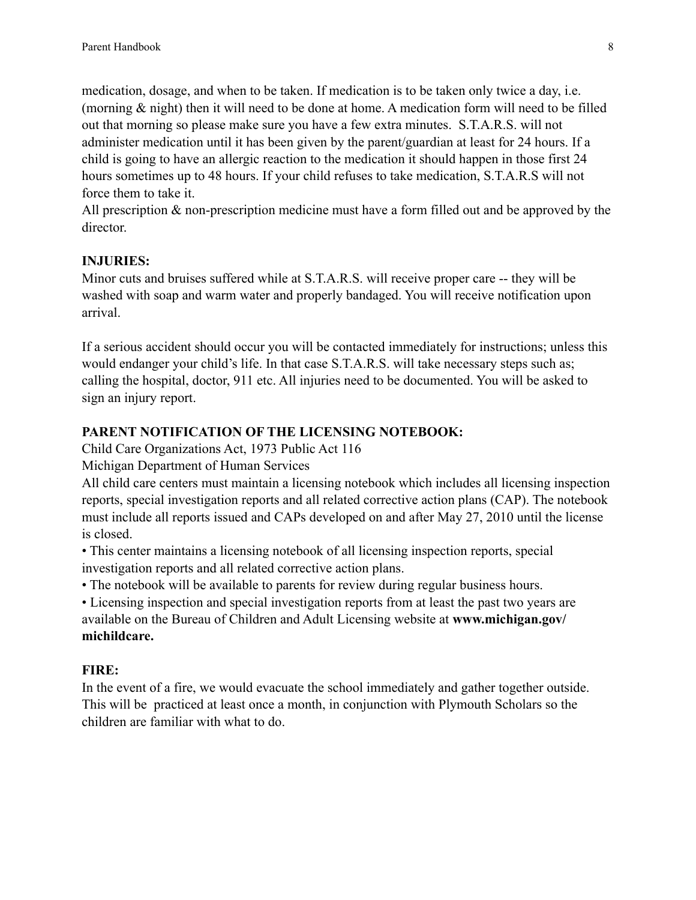medication, dosage, and when to be taken. If medication is to be taken only twice a day, i.e. (morning & night) then it will need to be done at home. A medication form will need to be filled out that morning so please make sure you have a few extra minutes.  S.T.A.R.S. will not administer medication until it has been given by the parent/guardian at least for 24 hours. If a child is going to have an allergic reaction to the medication it should happen in those first 24 hours sometimes up to 48 hours. If your child refuses to take medication, S.T.A.R.S will not force them to take it.

All prescription & non-prescription medicine must have a form filled out and be approved by the director.

**INJURIES:**

Minor cuts and bruises suffered while at S.T.A.R.S. will receive proper care -- they will be washed with soap and warm water and properly bandaged. You will receive notification upon arrival.

If a serious accident should occur you will be contacted immediately for instructions; unless this would endanger your child's life. In that case S.T.A.R.S. will take necessary steps such as; calling the hospital, doctor, 911 etc. All injuries need to be documented. You will be asked to sign an injury report.

**PARENT NOTIFICATION OF THE LICENSING NOTEBOOK:**

Child Care Organizations Act, 1973 Public Act 116

Michigan Department of Human Services

All child care centers must maintain a licensing notebook which includes all licensing inspection reports, special investigation reports and all related corrective action plans (CAP). The notebook must include all reports issued and CAPs developed on and after May 27, 2010 until the license is closed.

• This center maintains a licensing notebook of all licensing inspection reports, special investigation reports and all related corrective action plans.

• The notebook will be available to parents for review during regular business hours.

• Licensing inspection and special investigation reports from at least the past two years are available on the Bureau of Children and Adult Licensing website at **www.michigan.gov/michildcare.**

**FIRE:**

In the event of a fire, we would evacuate the school immediately and gather together outside. This will be  practiced at least once a month, in conjunction with Plymouth Scholars so the children are familiar with what to do.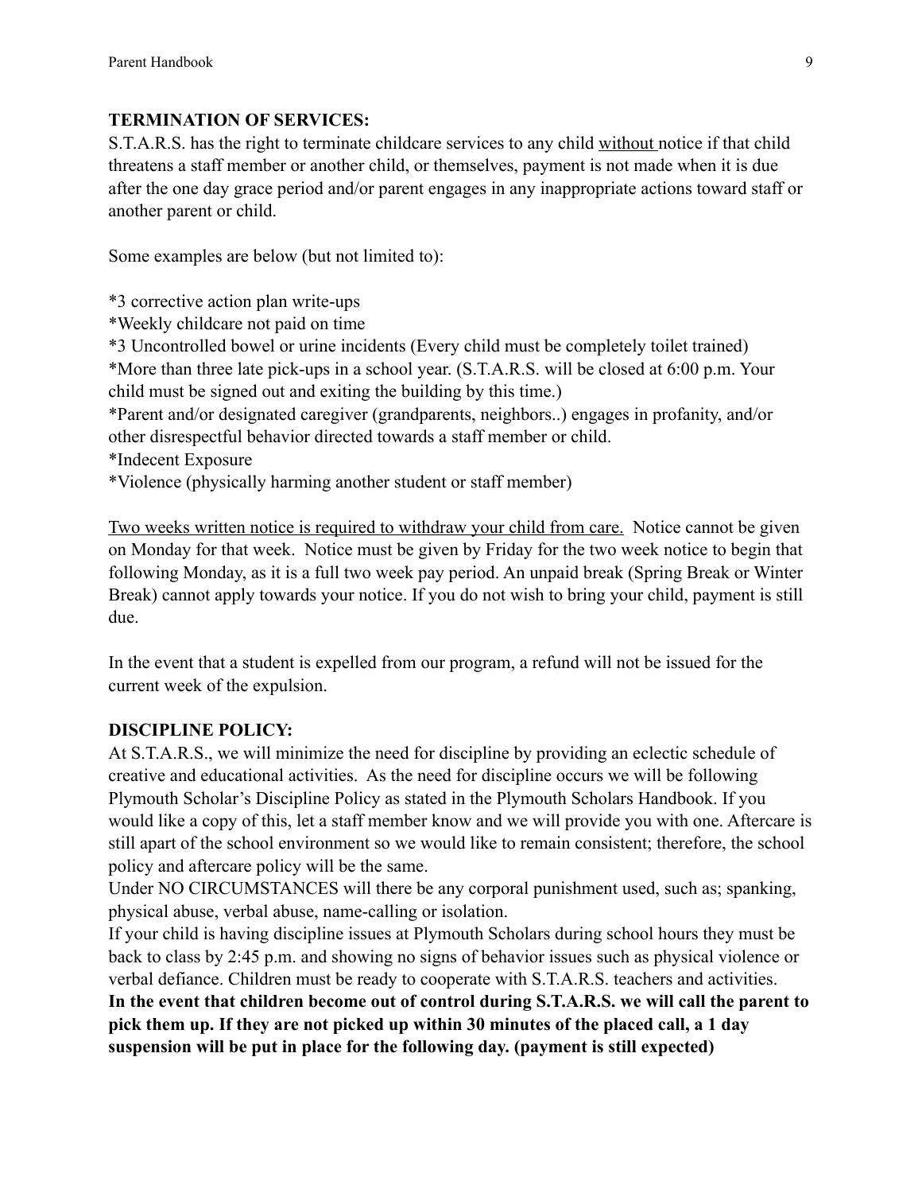**TERMINATION OF SERVICES:**

S.T.A.R.S. has the right to terminate childcare services to any child <u>without</u> notice if that child threatens a staff member or another child, or themselves, payment is not made when it is due after the one day grace period and/or parent engages in any inappropriate actions toward staff or another parent or child.

Some examples are below (but not limited to):

*3 corrective action plan write-ups
*Weekly childcare not paid on time
*3 Uncontrolled bowel or urine incidents (Every child must be completely toilet trained)
*More than three late pick-ups in a school year. (S.T.A.R.S. will be closed at 6:00 p.m. Your child must be signed out and exiting the building by this time.)
*Parent and/or designated caregiver (grandparents, neighbors..) engages in profanity, and/or other disrespectful behavior directed towards a staff member or child.
*Indecent Exposure
*Violence (physically harming another student or staff member)

<u>Two weeks written notice is required to withdraw your child from care.</u> Notice cannot be given on Monday for that week. Notice must be given by Friday for the two week notice to begin that following Monday, as it is a full two week pay period. An unpaid break (Spring Break or Winter Break) cannot apply towards your notice. If you do not wish to bring your child, payment is still due.

In the event that a student is expelled from our program, a refund will not be issued for the current week of the expulsion.

**DISCIPLINE POLICY:**

At S.T.A.R.S., we will minimize the need for discipline by providing an eclectic schedule of creative and educational activities. As the need for discipline occurs we will be following Plymouth Scholar's Discipline Policy as stated in the Plymouth Scholars Handbook. If you would like a copy of this, let a staff member know and we will provide you with one. Aftercare is still apart of the school environment so we would like to remain consistent; therefore, the school policy and aftercare policy will be the same.

Under NO CIRCUMSTANCES will there be any corporal punishment used, such as; spanking, physical abuse, verbal abuse, name-calling or isolation.

If your child is having discipline issues at Plymouth Scholars during school hours they must be back to class by 2:45 p.m. and showing no signs of behavior issues such as physical violence or verbal defiance. Children must be ready to cooperate with S.T.A.R.S. teachers and activities.

**In the event that children become out of control during S.T.A.R.S. we will call the parent to pick them up. If they are not picked up within 30 minutes of the placed call, a 1 day suspension will be put in place for the following day. (payment is still expected)**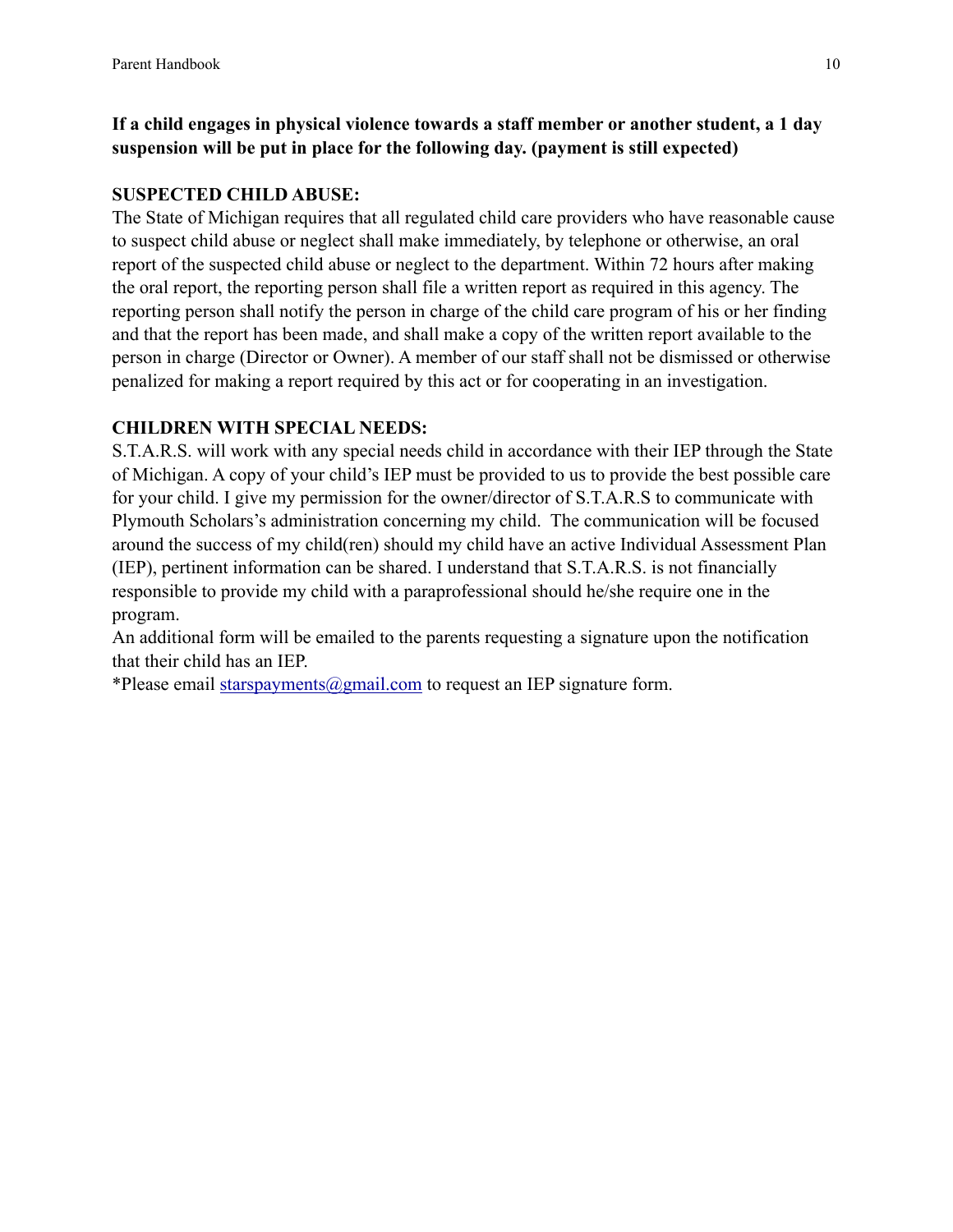**If a child engages in physical violence towards a staff member or another student, a 1 day suspension will be put in place for the following day. (payment is still expected)**

**SUSPECTED CHILD ABUSE:**

The State of Michigan requires that all regulated child care providers who have reasonable cause to suspect child abuse or neglect shall make immediately, by telephone or otherwise, an oral report of the suspected child abuse or neglect to the department. Within 72 hours after making the oral report, the reporting person shall file a written report as required in this agency. The reporting person shall notify the person in charge of the child care program of his or her finding and that the report has been made, and shall make a copy of the written report available to the person in charge (Director or Owner). A member of our staff shall not be dismissed or otherwise penalized for making a report required by this act or for cooperating in an investigation.

**CHILDREN WITH SPECIAL NEEDS:**

S.T.A.R.S. will work with any special needs child in accordance with their IEP through the State of Michigan. A copy of your child's IEP must be provided to us to provide the best possible care for your child. I give my permission for the owner/director of S.T.A.R.S to communicate with Plymouth Scholars's administration concerning my child. The communication will be focused around the success of my child(ren) should my child have an active Individual Assessment Plan (IEP), pertinent information can be shared. I understand that S.T.A.R.S. is not financially responsible to provide my child with a paraprofessional should he/she require one in the program.

An additional form will be emailed to the parents requesting a signature upon the notification that their child has an IEP.

*Please email starspayments@gmail.com to request an IEP signature form.